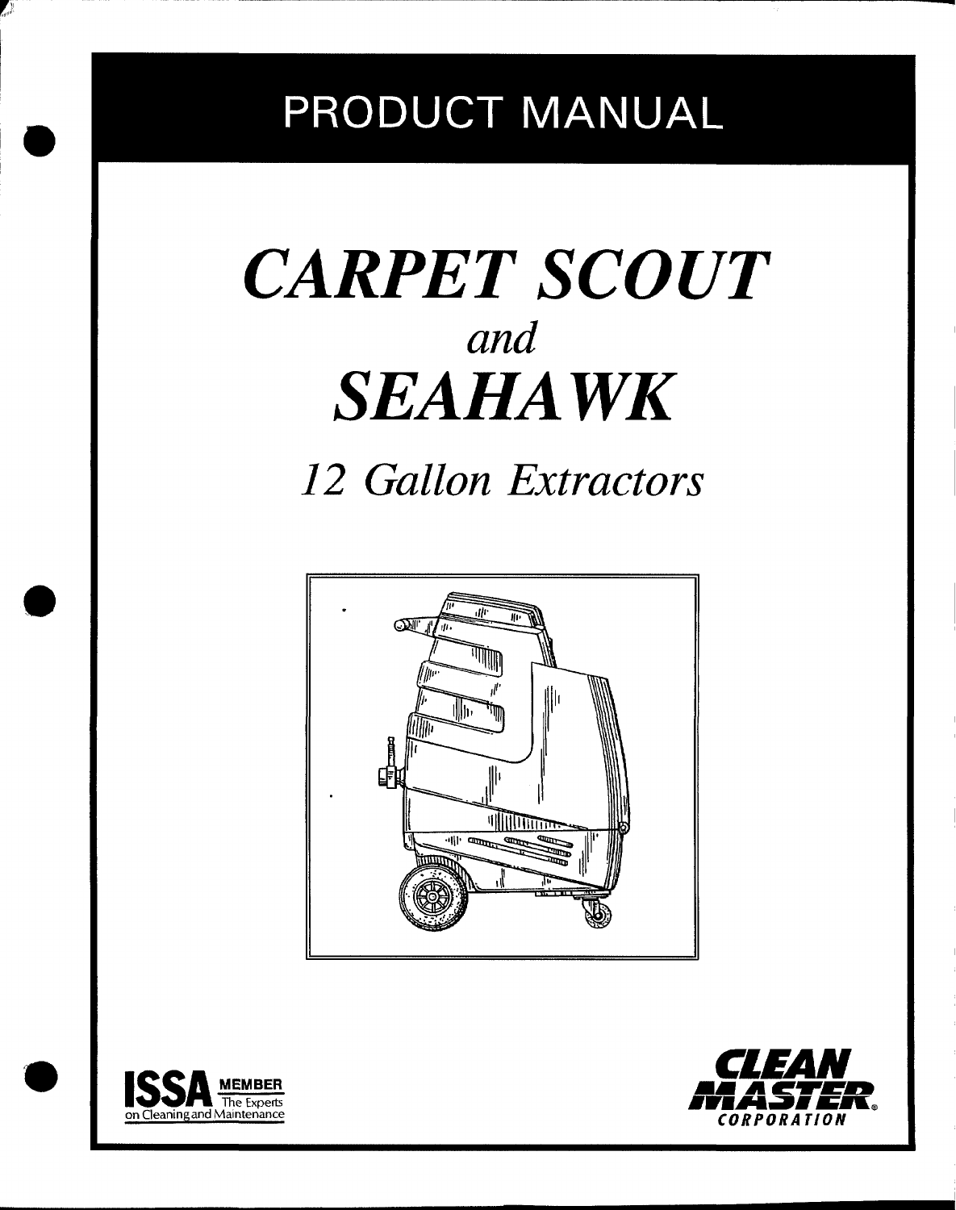# PRODUCT MANUAL

# *CARPET SCOUT*

*and*

# *SEAHAWK*

## *12 Gallon Extractors*

**ISSA** MEMBER
The Experts on Cleaning and Maintenance

**CLEAN MASTER** ®
CORPORATION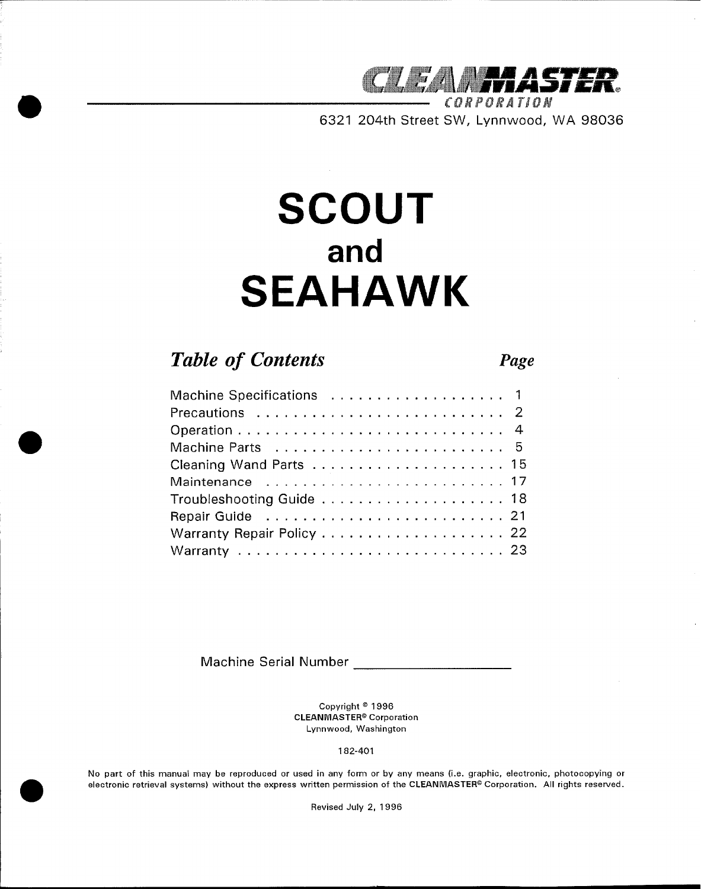**CLEANMASTER**
CORPORATION
6321 204th Street SW, Lynnwood, WA 98036

# SCOUT
## and
# SEAHAWK

## *Table of Contents*

| | *Page* |
|---|---|
| Machine Specifications | 1 |
| Precautions | 2 |
| Operation | 4 |
| Machine Parts | 5 |
| Cleaning Wand Parts | 15 |
| Maintenance | 17 |
| Troubleshooting Guide | 18 |
| Repair Guide | 21 |
| Warranty Repair Policy | 22 |
| Warranty | 23 |

Machine Serial Number ____________________

Copyright © 1996
**CLEANMASTER®** Corporation
Lynnwood, Washington

182-401

No part of this manual may be reproduced or used in any form or by any means (i.e. graphic, electronic, photocopying or electronic retrieval systems) without the express written permission of the **CLEANMASTER®** Corporation. All rights reserved.

Revised July 2, 1996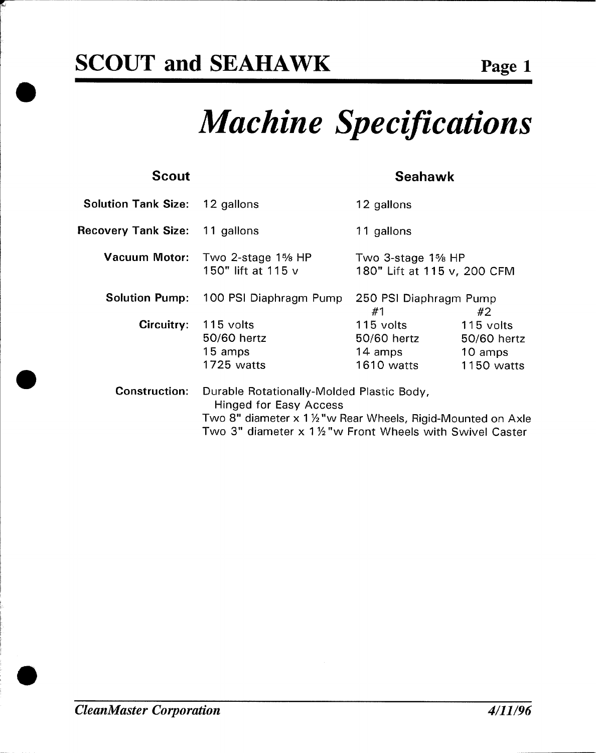# SCOUT and SEAHAWK

## *Machine Specifications*

| | Scout | Seahawk | |
|---|---|---|---|
| **Solution Tank Size:** | 12 gallons | 12 gallons | |
| **Recovery Tank Size:** | 11 gallons | 11 gallons | |
| **Vacuum Motor:** | Two 2-stage 1⅝ HP<br>150" lift at 115 v | Two 3-stage 1⅝ HP<br>180" Lift at 115 v, 200 CFM | |
| **Solution Pump:** | 100 PSI Diaphragm Pump | 250 PSI Diaphragm Pump | |
| | | #1 | #2 |
| **Circuitry:** | 115 volts<br>50/60 hertz<br>15 amps<br>1725 watts | 115 volts<br>50/60 hertz<br>14 amps<br>1610 watts | 115 volts<br>50/60 hertz<br>10 amps<br>1150 watts |

**Construction:** Durable Rotationally-Molded Plastic Body, Hinged for Easy Access
Two 8" diameter x 1½"w Rear Wheels, Rigid-Mounted on Axle
Two 3" diameter x 1½"w Front Wheels with Swivel Caster

*CleanMaster Corporation* — *4/11/96*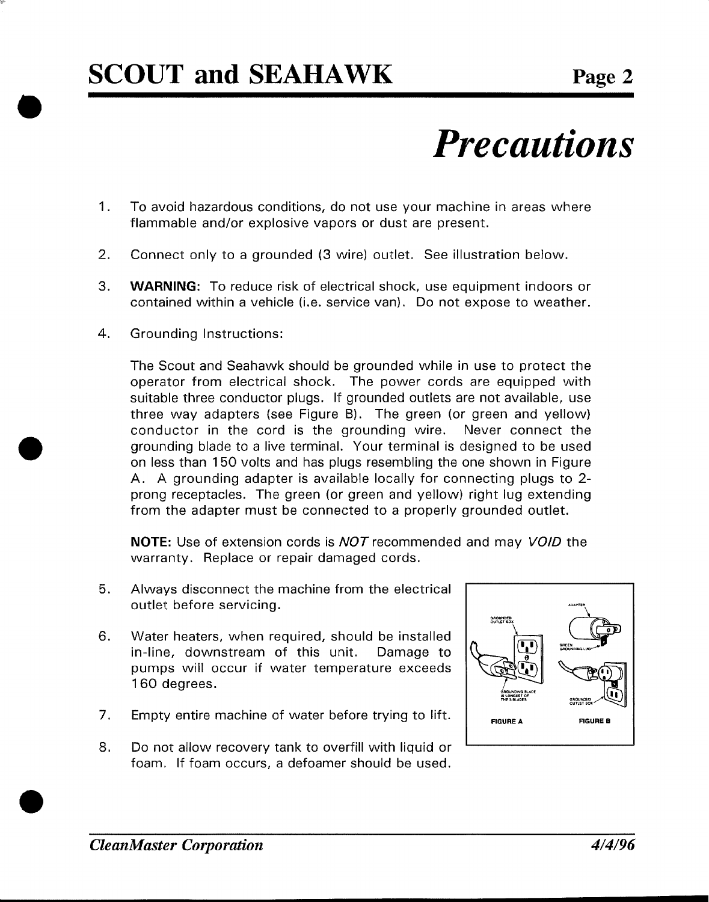# Precautions

1. To avoid hazardous conditions, do not use your machine in areas where flammable and/or explosive vapors or dust are present.

2. Connect only to a grounded (3 wire) outlet. See illustration below.

3. **WARNING:** To reduce risk of electrical shock, use equipment indoors or contained within a vehicle (i.e. service van). Do not expose to weather.

4. Grounding Instructions:

   The Scout and Seahawk should be grounded while in use to protect the operator from electrical shock. The power cords are equipped with suitable three conductor plugs. If grounded outlets are not available, use three way adapters (see Figure B). The green (or green and yellow) conductor in the cord is the grounding wire. Never connect the grounding blade to a live terminal. Your terminal is designed to be used on less than 150 volts and has plugs resembling the one shown in Figure A. A grounding adapter is available locally for connecting plugs to 2-prong receptacles. The green (or green and yellow) right lug extending from the adapter must be connected to a properly grounded outlet.

   **NOTE:** Use of extension cords is *NOT* recommended and may *VOID* the warranty. Replace or repair damaged cords.

5. Always disconnect the machine from the electrical outlet before servicing.

6. Water heaters, when required, should be installed in-line, downstream of this unit. Damage to pumps will occur if water temperature exceeds 160 degrees.

7. Empty entire machine of water before trying to lift.

8. Do not allow recovery tank to overfill with liquid or foam. If foam occurs, a defoamer should be used.

GROUNDED OUTLET BOX — GROUNDING BLADE IS LONGEST OF THE 3 BLADES

FIGURE A

ADAPTER — GREEN GROUNDING LUG — GROUNDED OUTLET BOX

FIGURE B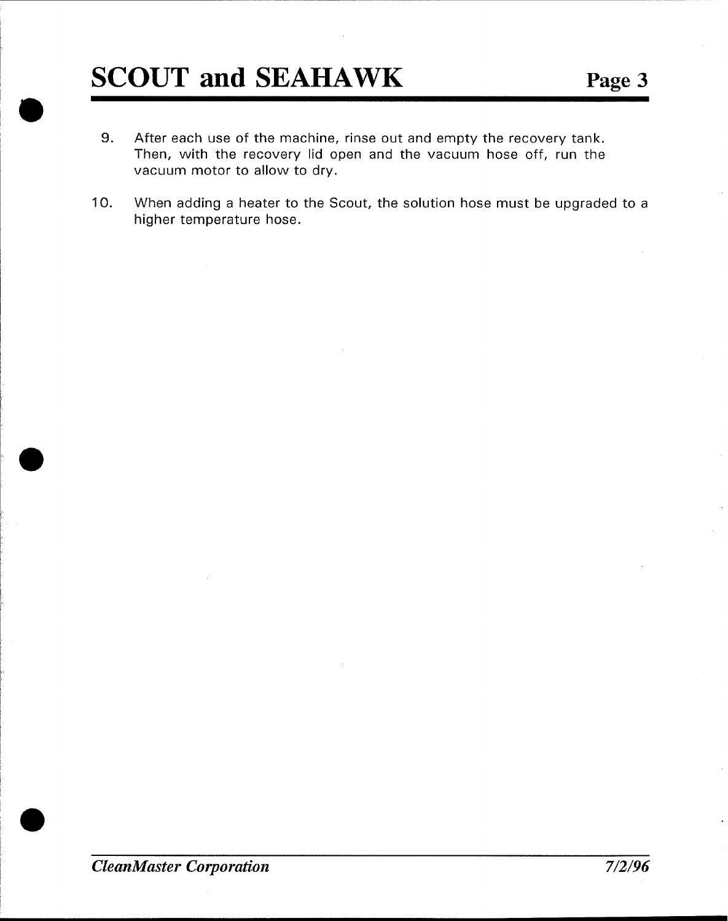9. After each use of the machine, rinse out and empty the recovery tank. Then, with the recovery lid open and the vacuum hose off, run the vacuum motor to allow to dry.

10. When adding a heater to the Scout, the solution hose must be upgraded to a higher temperature hose.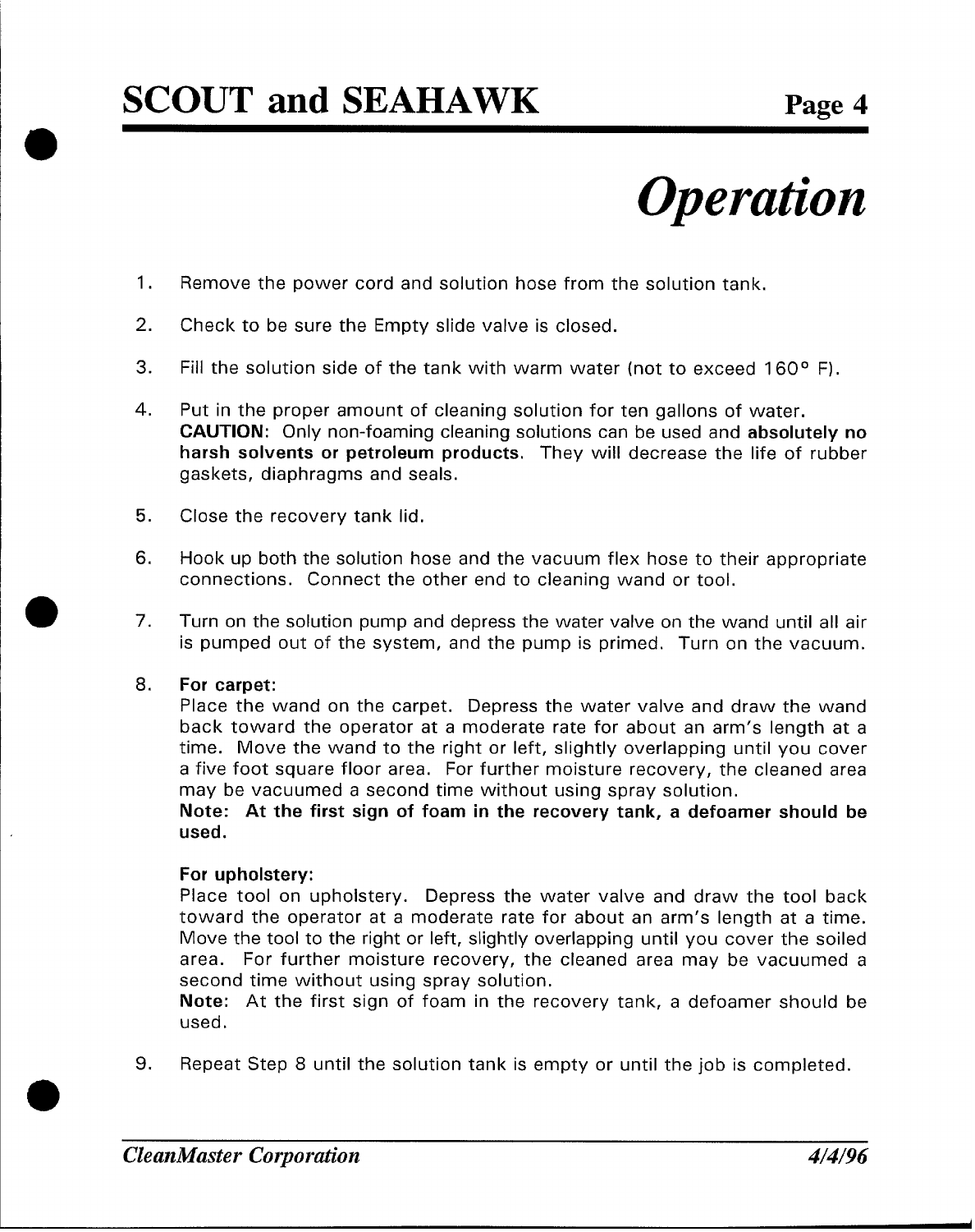# Operation

1. Remove the power cord and solution hose from the solution tank.

2. Check to be sure the Empty slide valve is closed.

3. Fill the solution side of the tank with warm water (not to exceed 160° F).

4. Put in the proper amount of cleaning solution for ten gallons of water.
   **CAUTION**: Only non-foaming cleaning solutions can be used and **absolutely no harsh solvents or petroleum products**. They will decrease the life of rubber gaskets, diaphragms and seals.

5. Close the recovery tank lid.

6. Hook up both the solution hose and the vacuum flex hose to their appropriate connections. Connect the other end to cleaning wand or tool.

7. Turn on the solution pump and depress the water valve on the wand until all air is pumped out of the system, and the pump is primed. Turn on the vacuum.

8. **For carpet:**
   Place the wand on the carpet. Depress the water valve and draw the wand back toward the operator at a moderate rate for about an arm's length at a time. Move the wand to the right or left, slightly overlapping until you cover a five foot square floor area. For further moisture recovery, the cleaned area may be vacuumed a second time without using spray solution.
   **Note: At the first sign of foam in the recovery tank, a defoamer should be used.**

   **For upholstery:**
   Place tool on upholstery. Depress the water valve and draw the tool back toward the operator at a moderate rate for about an arm's length at a time. Move the tool to the right or left, slightly overlapping until you cover the soiled area. For further moisture recovery, the cleaned area may be vacuumed a second time without using spray solution.
   **Note:** At the first sign of foam in the recovery tank, a defoamer should be used.

9. Repeat Step 8 until the solution tank is empty or until the job is completed.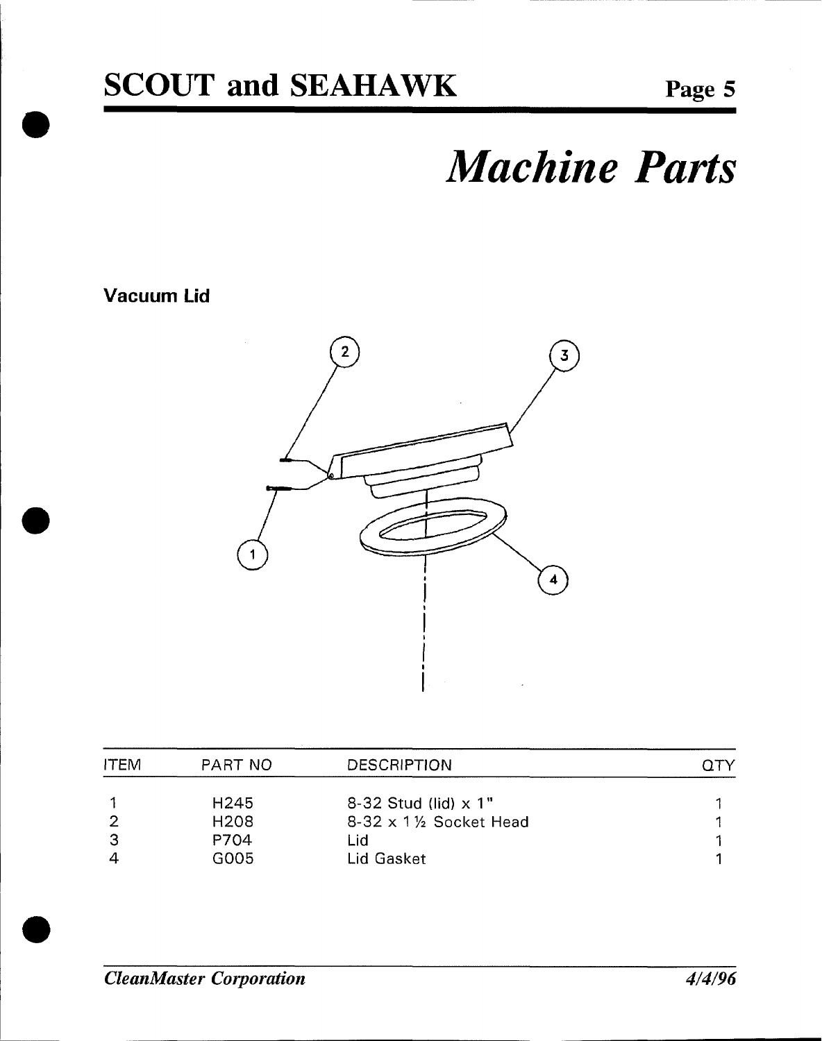# Machine Parts

## Vacuum Lid

| ITEM | PART NO | DESCRIPTION | QTY |
|---|---|---|---|
| 1 | H245 | 8-32 Stud (lid) x 1" | 1 |
| 2 | H208 | 8-32 x 1½ Socket Head | 1 |
| 3 | P704 | Lid | 1 |
| 4 | G005 | Lid Gasket | 1 |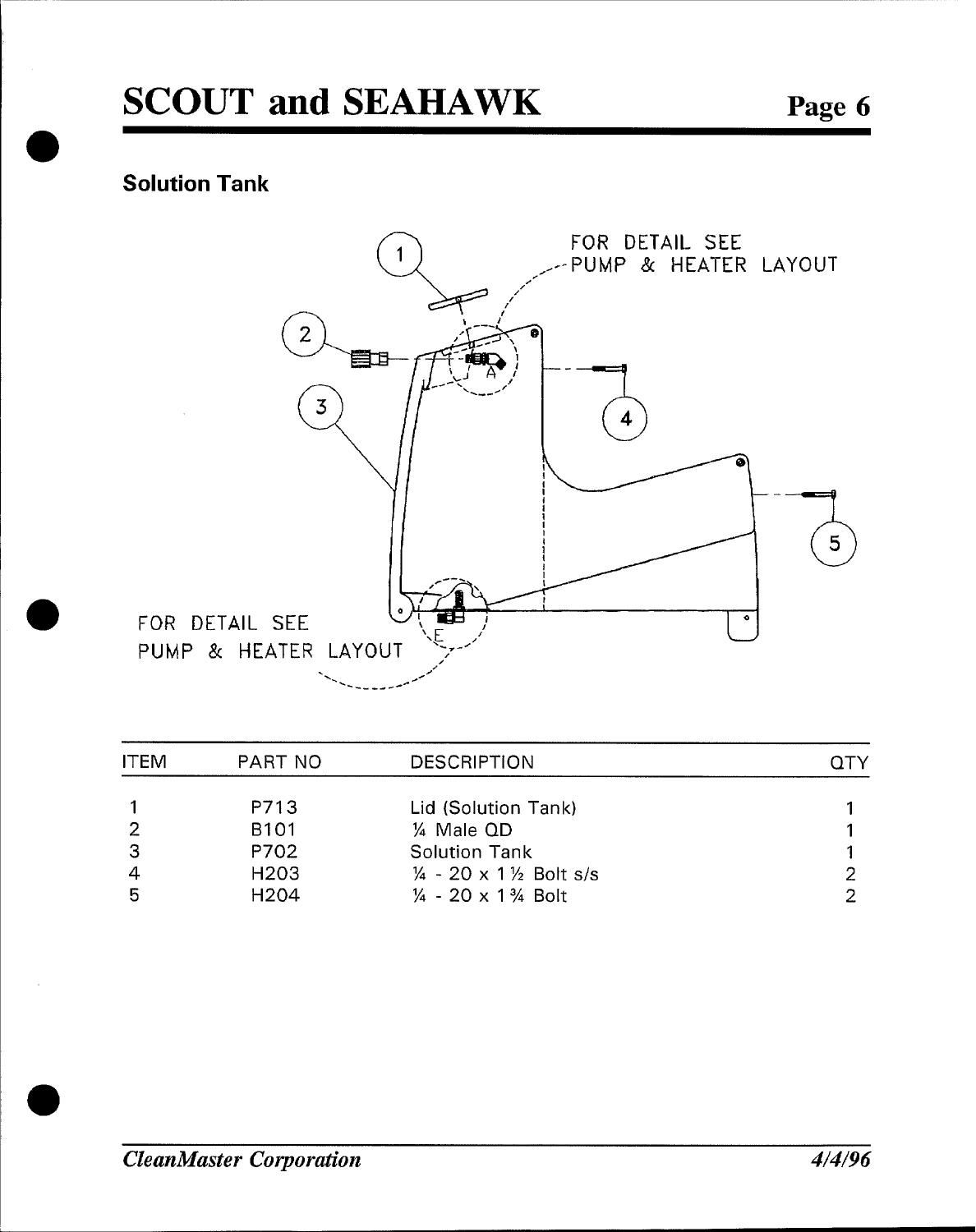## Solution Tank

FOR DETAIL SEE PUMP & HEATER LAYOUT

FOR DETAIL SEE PUMP & HEATER LAYOUT

| ITEM | PART NO | DESCRIPTION | QTY |
|---|---|---|---|
| 1 | P713 | Lid (Solution Tank) | 1 |
| 2 | B101 | ¼ Male QD | 1 |
| 3 | P702 | Solution Tank | 1 |
| 4 | H203 | ¼ - 20 x 1½ Bolt s/s | 2 |
| 5 | H204 | ¼ - 20 x 1¾ Bolt | 2 |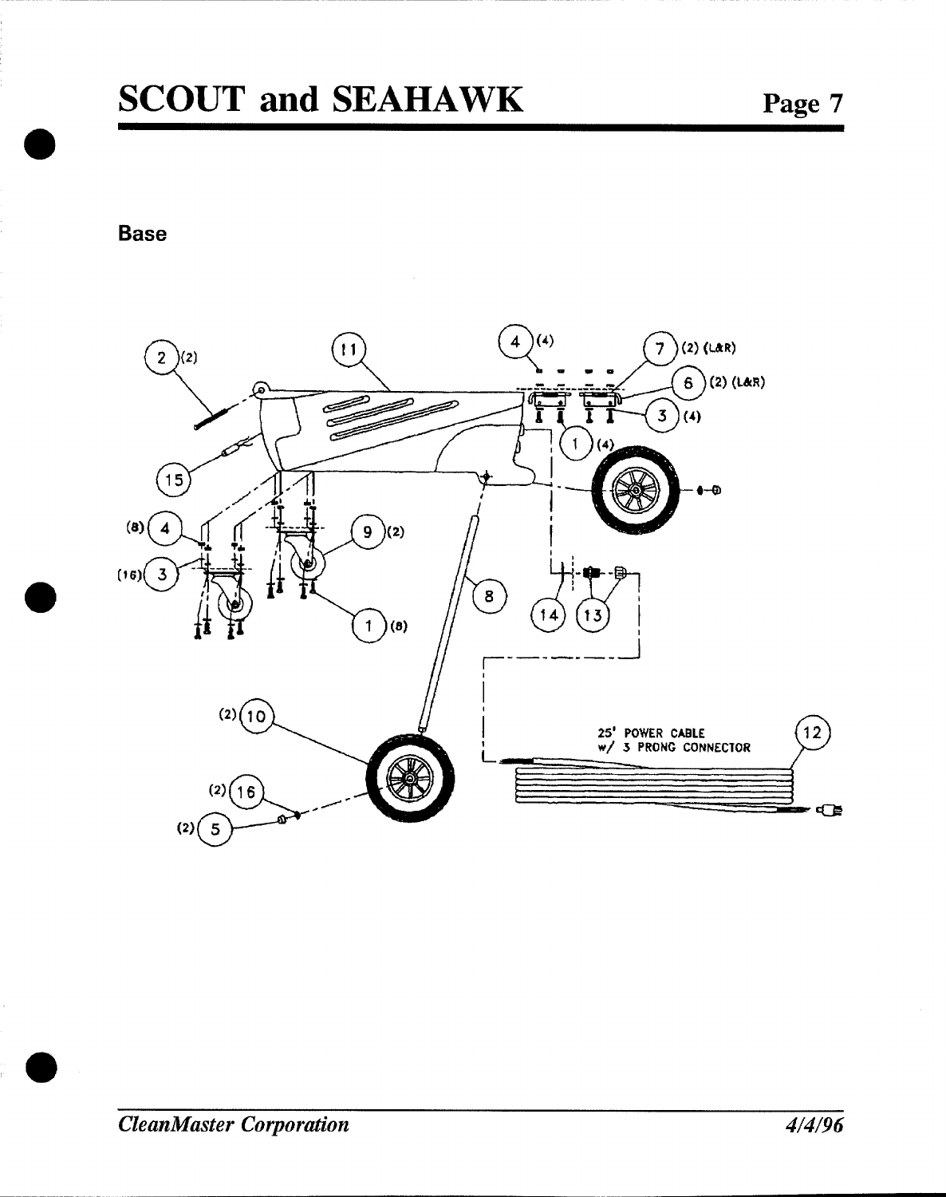## Base

(2) (L&R)

25' POWER CABLE
w/ 3 PRONG CONNECTOR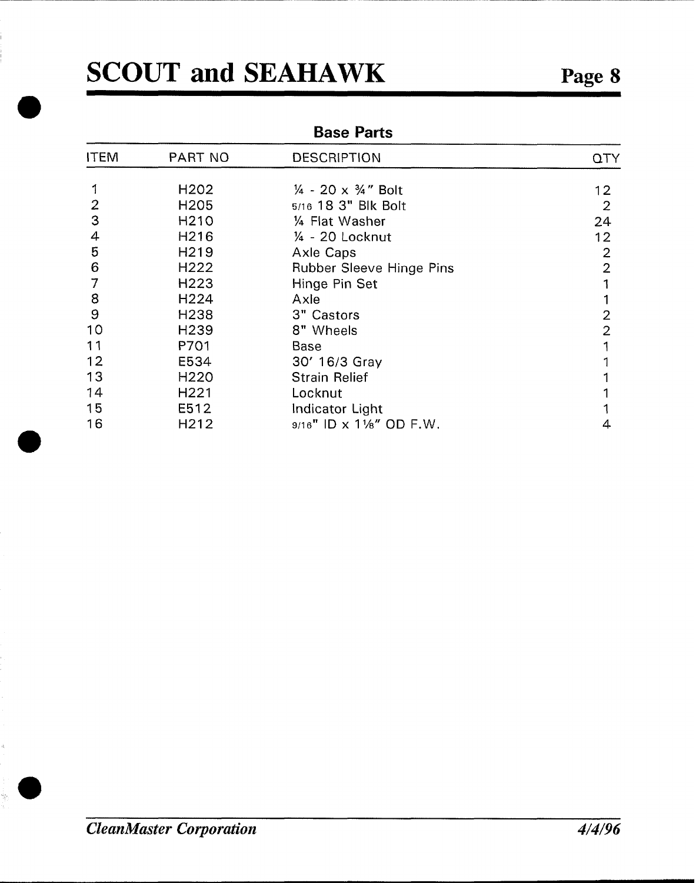# SCOUT and SEAHAWK

## Base Parts

| ITEM | PART NO | DESCRIPTION | QTY |
|---|---|---|---|
| 1 | H202 | ¼ - 20 x ¾" Bolt | 12 |
| 2 | H205 | 5/16 18 3" Blk Bolt | 2 |
| 3 | H210 | ¼ Flat Washer | 24 |
| 4 | H216 | ¼ - 20 Locknut | 12 |
| 5 | H219 | Axle Caps | 2 |
| 6 | H222 | Rubber Sleeve Hinge Pins | 2 |
| 7 | H223 | Hinge Pin Set | 1 |
| 8 | H224 | Axle | 1 |
| 9 | H238 | 3" Castors | 2 |
| 10 | H239 | 8" Wheels | 2 |
| 11 | P701 | Base | 1 |
| 12 | E534 | 30' 16/3 Gray | 1 |
| 13 | H220 | Strain Relief | 1 |
| 14 | H221 | Locknut | 1 |
| 15 | E512 | Indicator Light | 1 |
| 16 | H212 | 9/16" ID x 1⅛" OD F.W. | 4 |

*CleanMaster Corporation* *4/4/96*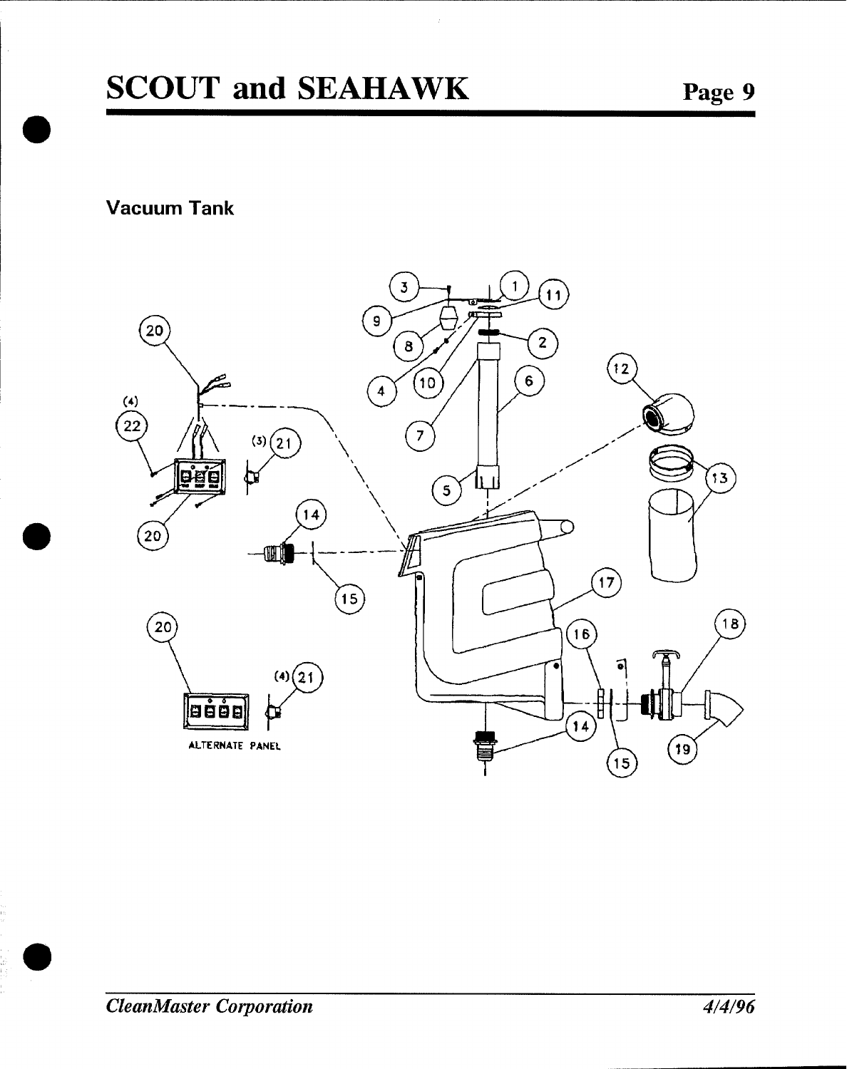## Vacuum Tank

ALTERNATE PANEL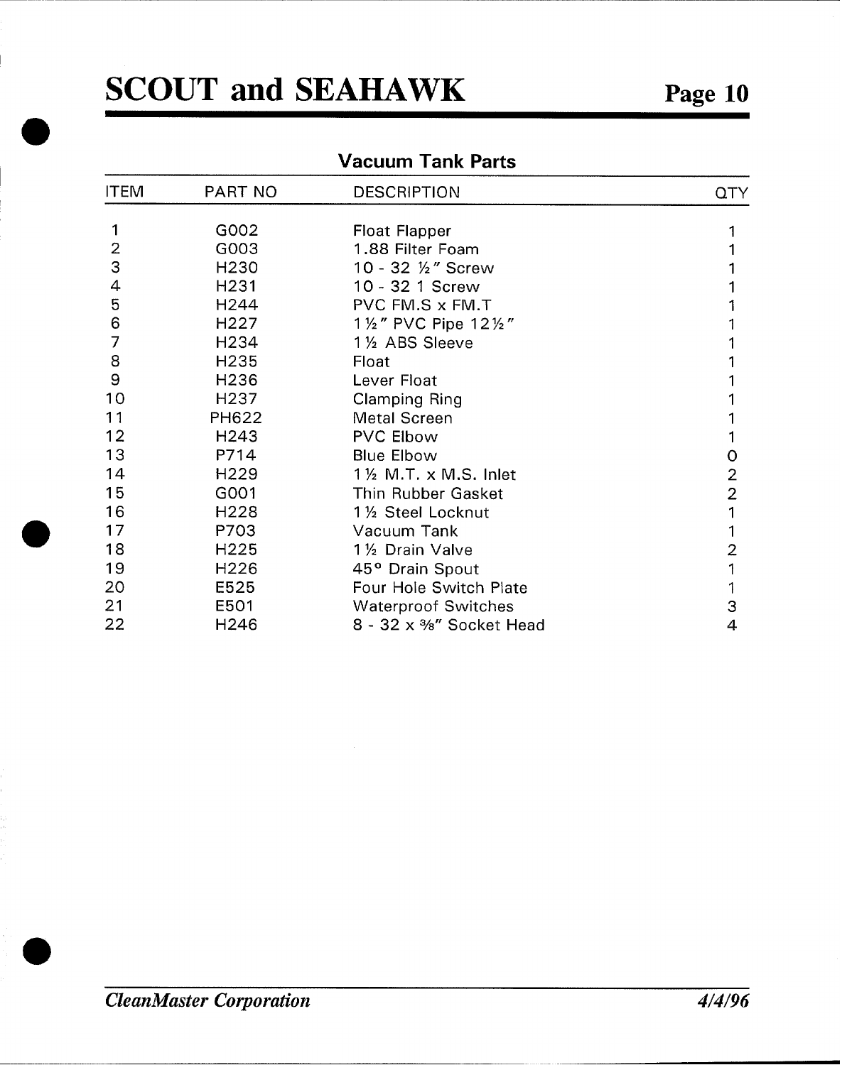## Vacuum Tank Parts

| ITEM | PART NO | DESCRIPTION | QTY |
|---|---|---|---|
| 1 | G002 | Float Flapper | 1 |
| 2 | G003 | 1.88 Filter Foam | 1 |
| 3 | H230 | 10 - 32 ½" Screw | 1 |
| 4 | H231 | 10 - 32 1 Screw | 1 |
| 5 | H244 | PVC FM.S x FM.T | 1 |
| 6 | H227 | 1½" PVC Pipe 12½" | 1 |
| 7 | H234 | 1½ ABS Sleeve | 1 |
| 8 | H235 | Float | 1 |
| 9 | H236 | Lever Float | 1 |
| 10 | H237 | Clamping Ring | 1 |
| 11 | PH622 | Metal Screen | 1 |
| 12 | H243 | PVC Elbow | 1 |
| 13 | P714 | Blue Elbow | 0 |
| 14 | H229 | 1½ M.T. x M.S. Inlet | 2 |
| 15 | G001 | Thin Rubber Gasket | 2 |
| 16 | H228 | 1½ Steel Locknut | 1 |
| 17 | P703 | Vacuum Tank | 1 |
| 18 | H225 | 1½ Drain Valve | 2 |
| 19 | H226 | 45° Drain Spout | 1 |
| 20 | E525 | Four Hole Switch Plate | 1 |
| 21 | E501 | Waterproof Switches | 3 |
| 22 | H246 | 8 - 32 x ⅜" Socket Head | 4 |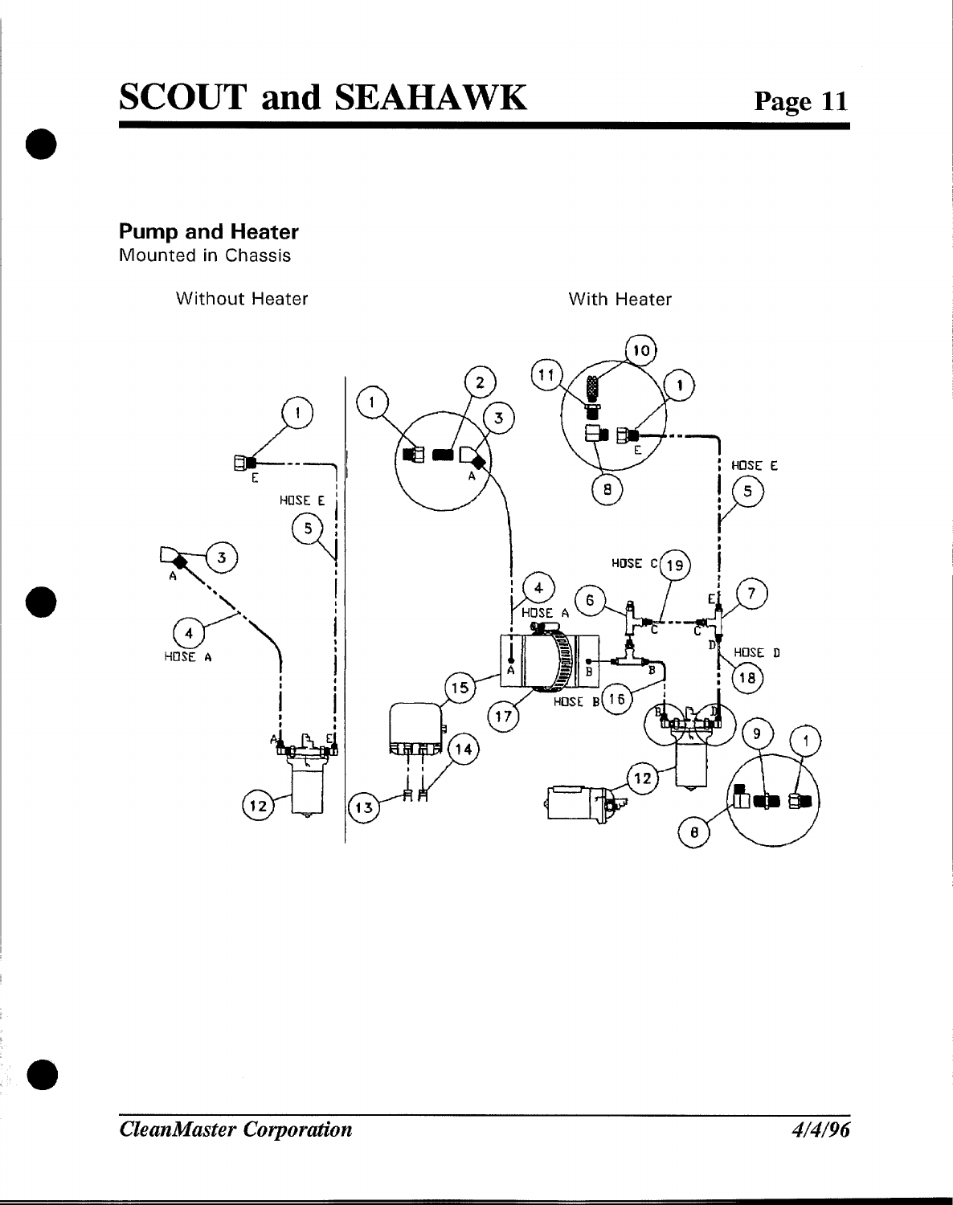## Pump and Heater

Mounted in Chassis

Without Heater

With Heater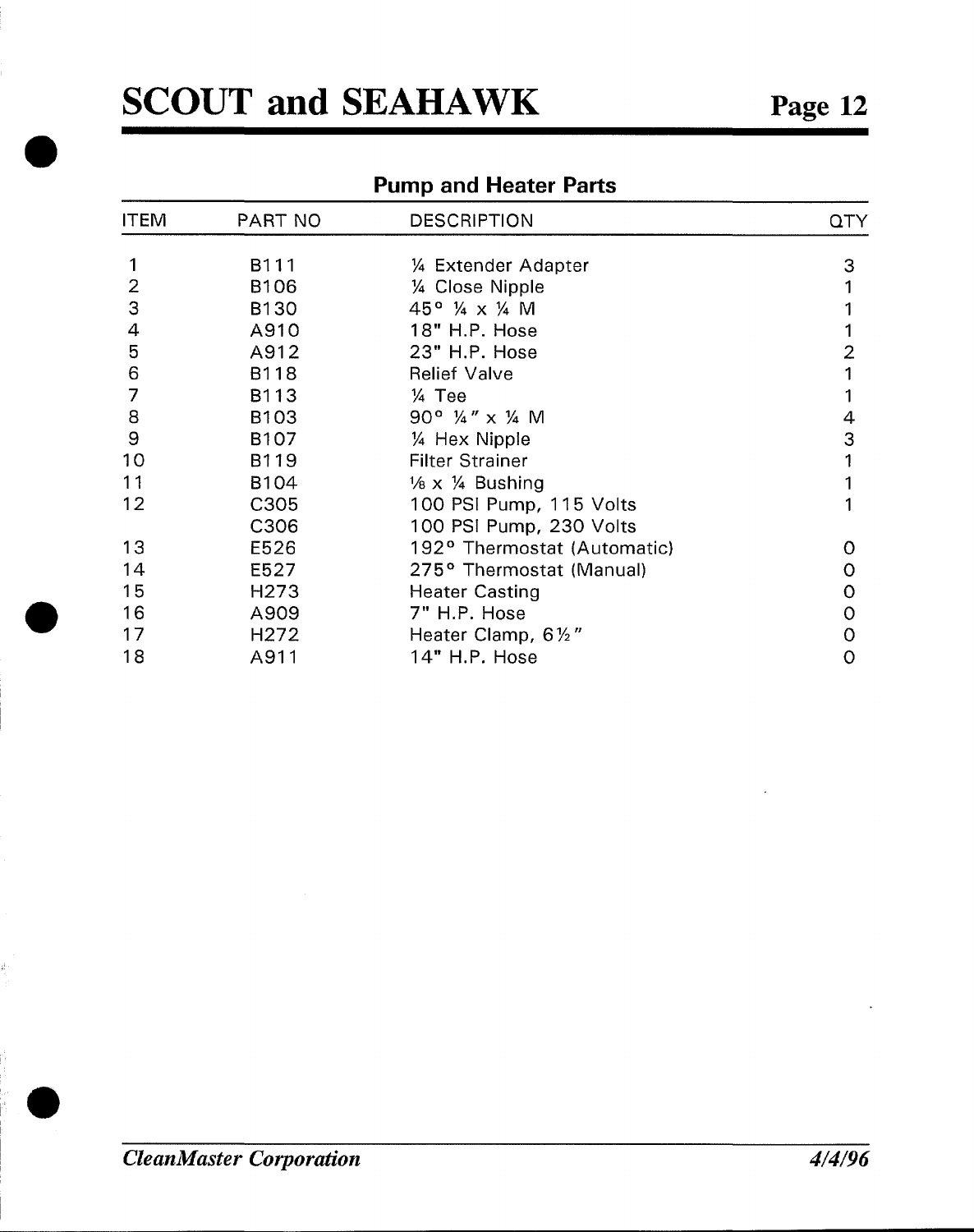## Pump and Heater Parts

| ITEM | PART NO | DESCRIPTION | QTY |
|---|---|---|---|
| 1 | B111 | ¼ Extender Adapter | 3 |
| 2 | B106 | ¼ Close Nipple | 1 |
| 3 | B130 | 45° ¼ x ¼ M | 1 |
| 4 | A910 | 18" H.P. Hose | 1 |
| 5 | A912 | 23" H.P. Hose | 2 |
| 6 | B118 | Relief Valve | 1 |
| 7 | B113 | ¼ Tee | 1 |
| 8 | B103 | 90° ¼" x ¼ M | 4 |
| 9 | B107 | ¼ Hex Nipple | 3 |
| 10 | B119 | Filter Strainer | 1 |
| 11 | B104 | ⅛ x ¼ Bushing | 1 |
| 12 | C305 | 100 PSI Pump, 115 Volts | 1 |
| | C306 | 100 PSI Pump, 230 Volts | |
| 13 | E526 | 192° Thermostat (Automatic) | 0 |
| 14 | E527 | 275° Thermostat (Manual) | 0 |
| 15 | H273 | Heater Casting | 0 |
| 16 | A909 | 7" H.P. Hose | 0 |
| 17 | H272 | Heater Clamp, 6½" | 0 |
| 18 | A911 | 14" H.P. Hose | 0 |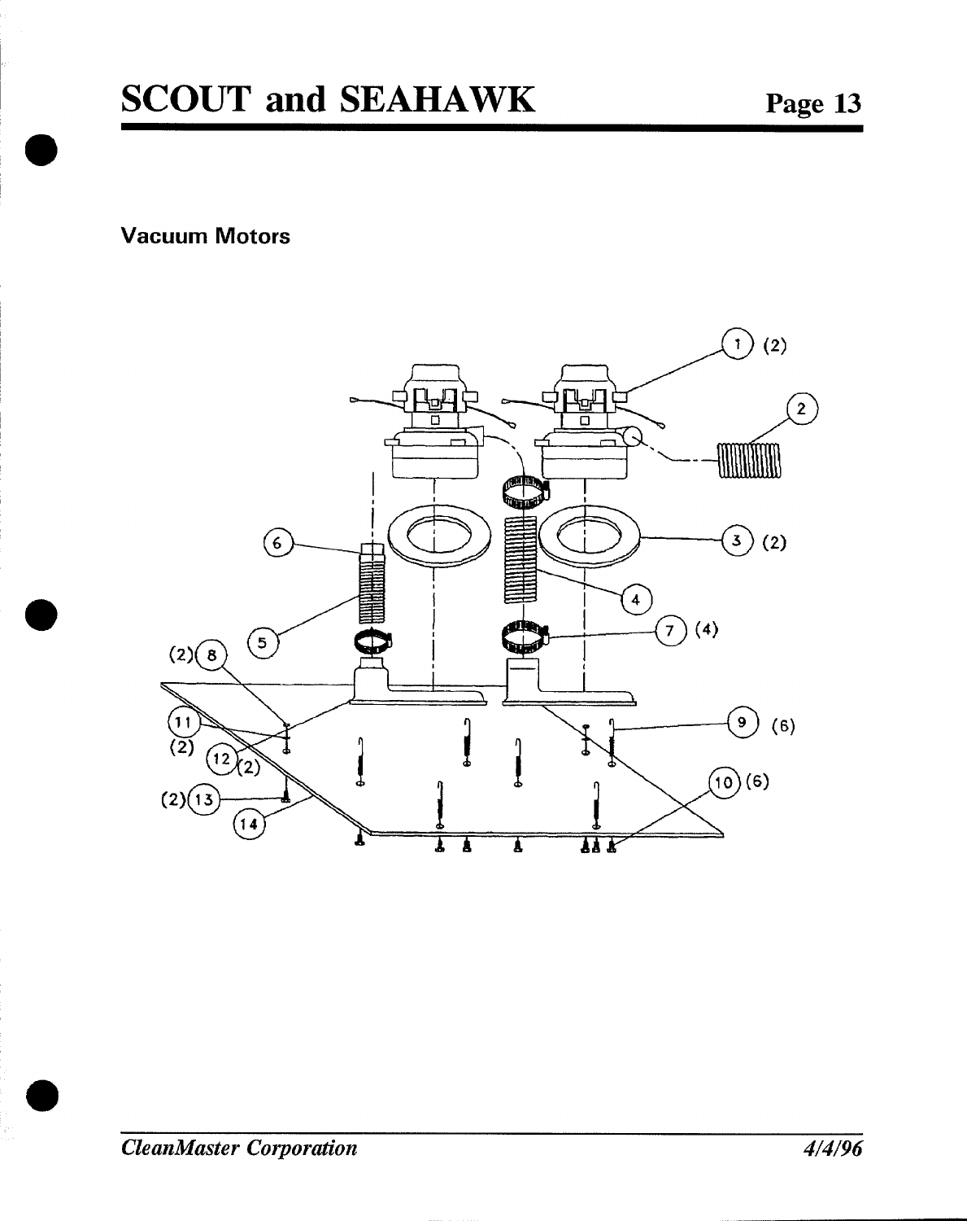## Vacuum Motors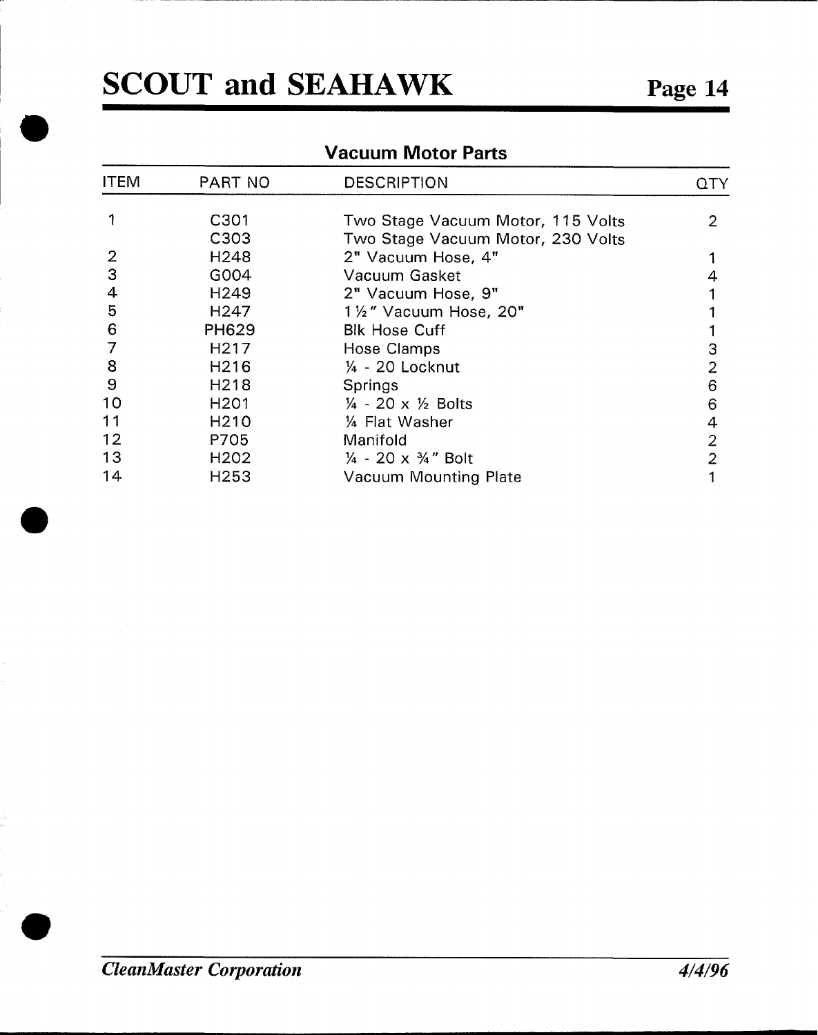## Vacuum Motor Parts

| ITEM | PART NO | DESCRIPTION | QTY |
|---|---|---|---|
| 1 | C301 | Two Stage Vacuum Motor, 115 Volts | 2 |
| | C303 | Two Stage Vacuum Motor, 230 Volts | |
| 2 | H248 | 2" Vacuum Hose, 4" | 1 |
| 3 | G004 | Vacuum Gasket | 4 |
| 4 | H249 | 2" Vacuum Hose, 9" | 1 |
| 5 | H247 | 1½" Vacuum Hose, 20" | 1 |
| 6 | PH629 | Blk Hose Cuff | 1 |
| 7 | H217 | Hose Clamps | 3 |
| 8 | H216 | ¼ - 20 Locknut | 2 |
| 9 | H218 | Springs | 6 |
| 10 | H201 | ¼ - 20 x ½ Bolts | 6 |
| 11 | H210 | ¼ Flat Washer | 4 |
| 12 | P705 | Manifold | 2 |
| 13 | H202 | ¼ - 20 x ¾" Bolt | 2 |
| 14 | H253 | Vacuum Mounting Plate | 1 |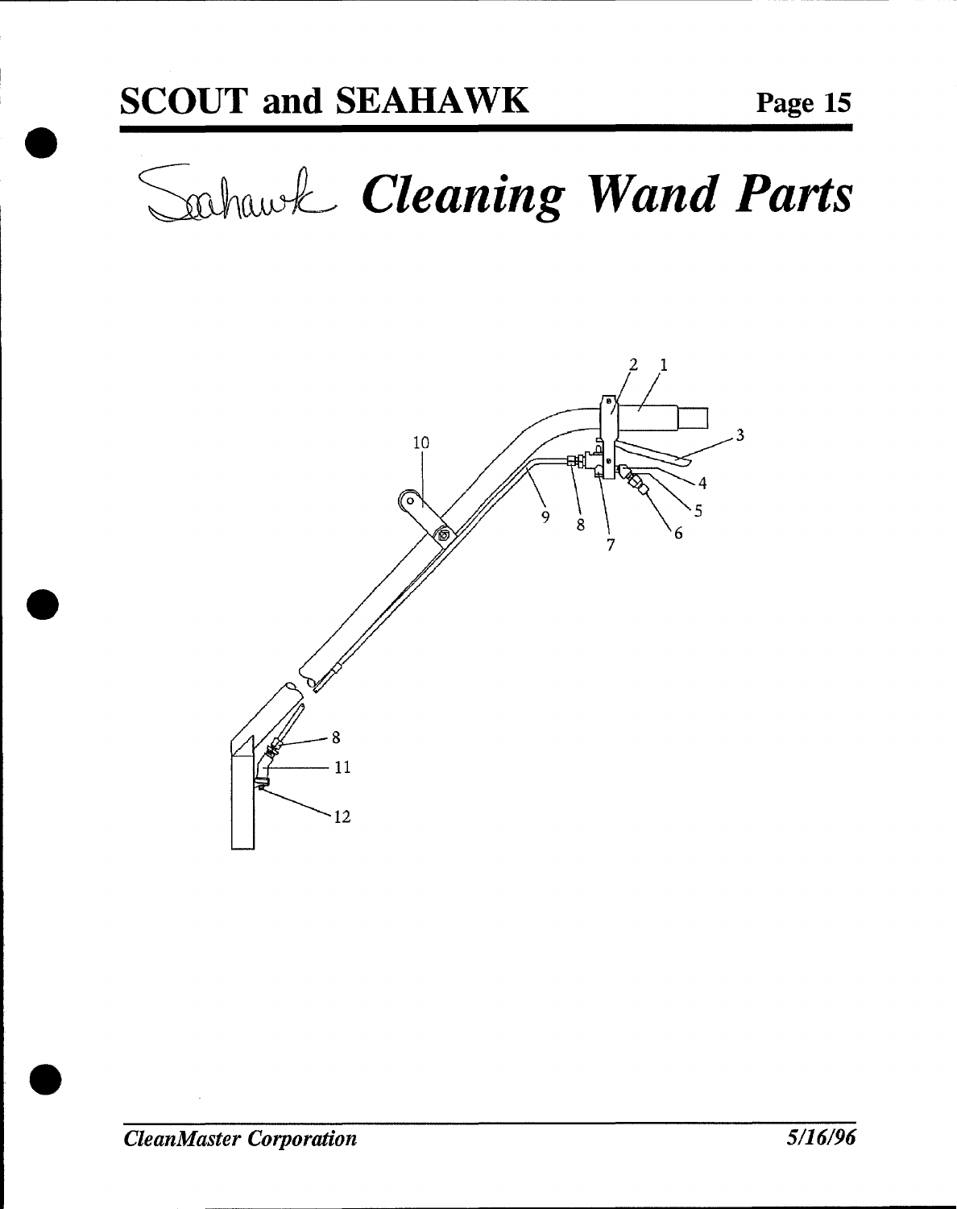# Seahawk *Cleaning Wand Parts*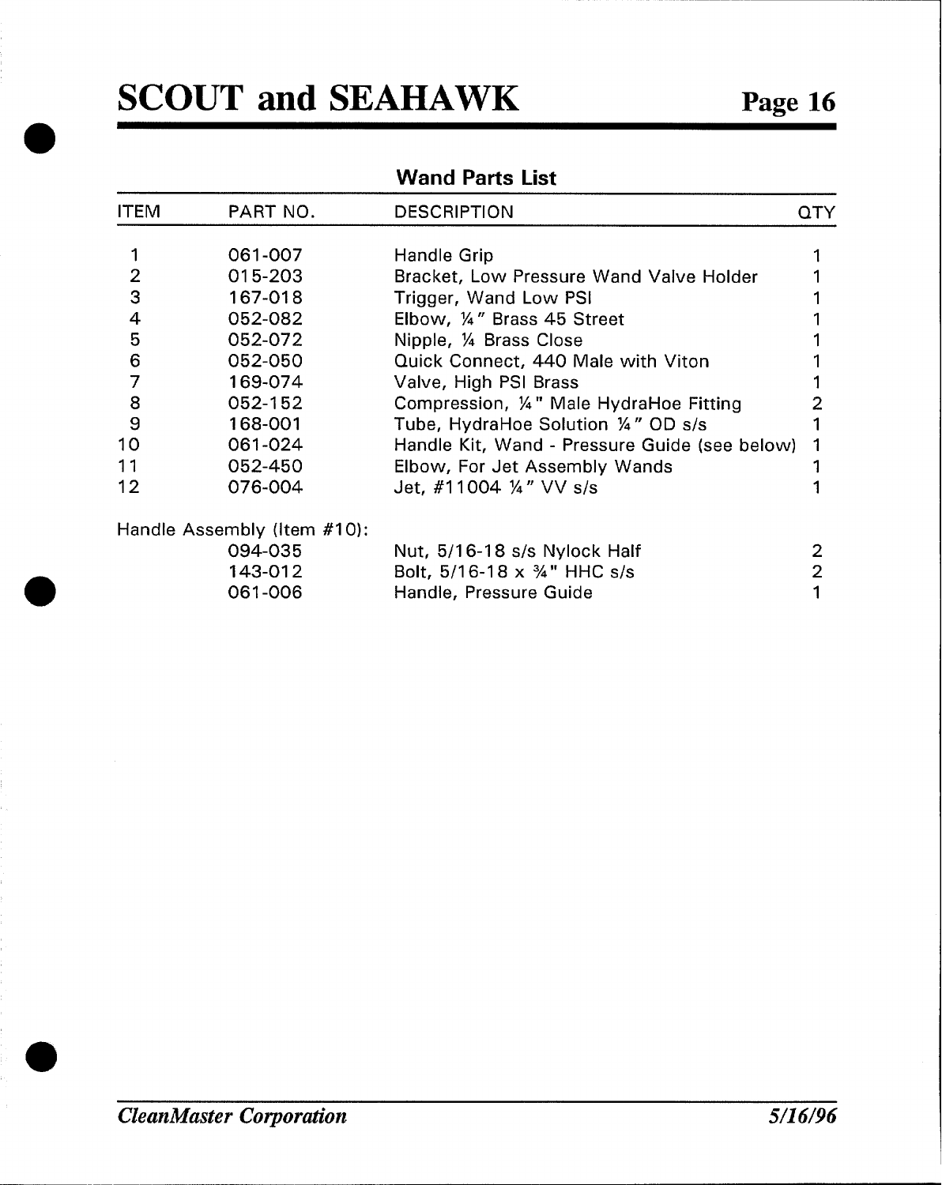## Wand Parts List

| ITEM | PART NO. | DESCRIPTION | QTY |
|---|---|---|---|
| 1 | 061-007 | Handle Grip | 1 |
| 2 | 015-203 | Bracket, Low Pressure Wand Valve Holder | 1 |
| 3 | 167-018 | Trigger, Wand Low PSI | 1 |
| 4 | 052-082 | Elbow, ¼" Brass 45 Street | 1 |
| 5 | 052-072 | Nipple, ¼ Brass Close | 1 |
| 6 | 052-050 | Quick Connect, 440 Male with Viton | 1 |
| 7 | 169-074 | Valve, High PSI Brass | 1 |
| 8 | 052-152 | Compression, ¼" Male HydraHoe Fitting | 2 |
| 9 | 168-001 | Tube, HydraHoe Solution ¼" OD s/s | 1 |
| 10 | 061-024 | Handle Kit, Wand - Pressure Guide (see below) | 1 |
| 11 | 052-450 | Elbow, For Jet Assembly Wands | 1 |
| 12 | 076-004 | Jet, #11004 ¼" VV s/s | 1 |
| Handle Assembly (Item #10): | | | |
| | 094-035 | Nut, 5/16-18 s/s Nylock Half | 2 |
| | 143-012 | Bolt, 5/16-18 x ¾" HHC s/s | 2 |
| | 061-006 | Handle, Pressure Guide | 1 |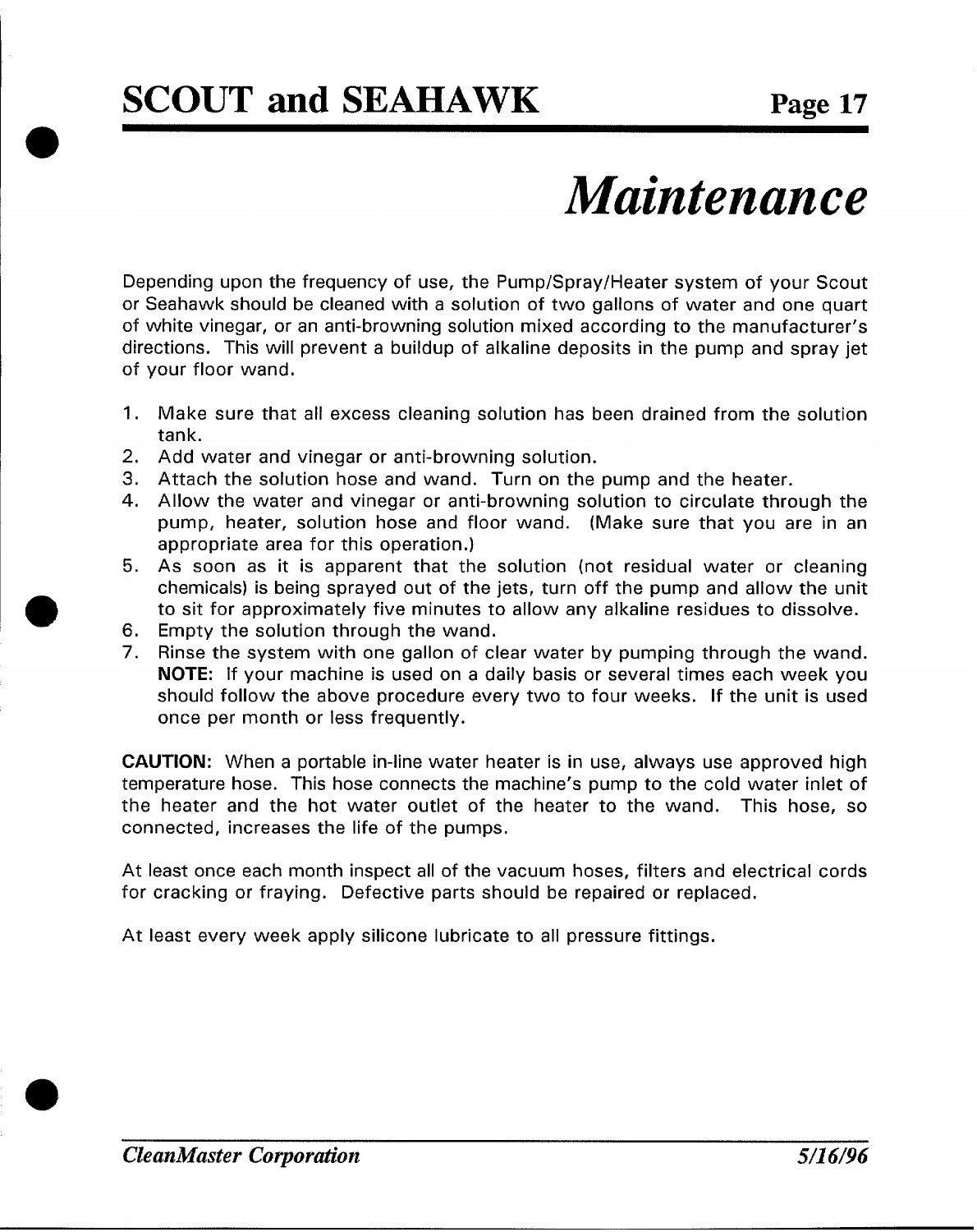# Maintenance

Depending upon the frequency of use, the Pump/Spray/Heater system of your Scout or Seahawk should be cleaned with a solution of two gallons of water and one quart of white vinegar, or an anti-browning solution mixed according to the manufacturer's directions. This will prevent a buildup of alkaline deposits in the pump and spray jet of your floor wand.

1. Make sure that all excess cleaning solution has been drained from the solution tank.
2. Add water and vinegar or anti-browning solution.
3. Attach the solution hose and wand. Turn on the pump and the heater.
4. Allow the water and vinegar or anti-browning solution to circulate through the pump, heater, solution hose and floor wand. (Make sure that you are in an appropriate area for this operation.)
5. As soon as it is apparent that the solution (not residual water or cleaning chemicals) is being sprayed out of the jets, turn off the pump and allow the unit to sit for approximately five minutes to allow any alkaline residues to dissolve.
6. Empty the solution through the wand.
7. Rinse the system with one gallon of clear water by pumping through the wand. **NOTE:** If your machine is used on a daily basis or several times each week you should follow the above procedure every two to four weeks. If the unit is used once per month or less frequently.

**CAUTION:** When a portable in-line water heater is in use, always use approved high temperature hose. This hose connects the machine's pump to the cold water inlet of the heater and the hot water outlet of the heater to the wand. This hose, so connected, increases the life of the pumps.

At least once each month inspect all of the vacuum hoses, filters and electrical cords for cracking or fraying. Defective parts should be repaired or replaced.

At least every week apply silicone lubricate to all pressure fittings.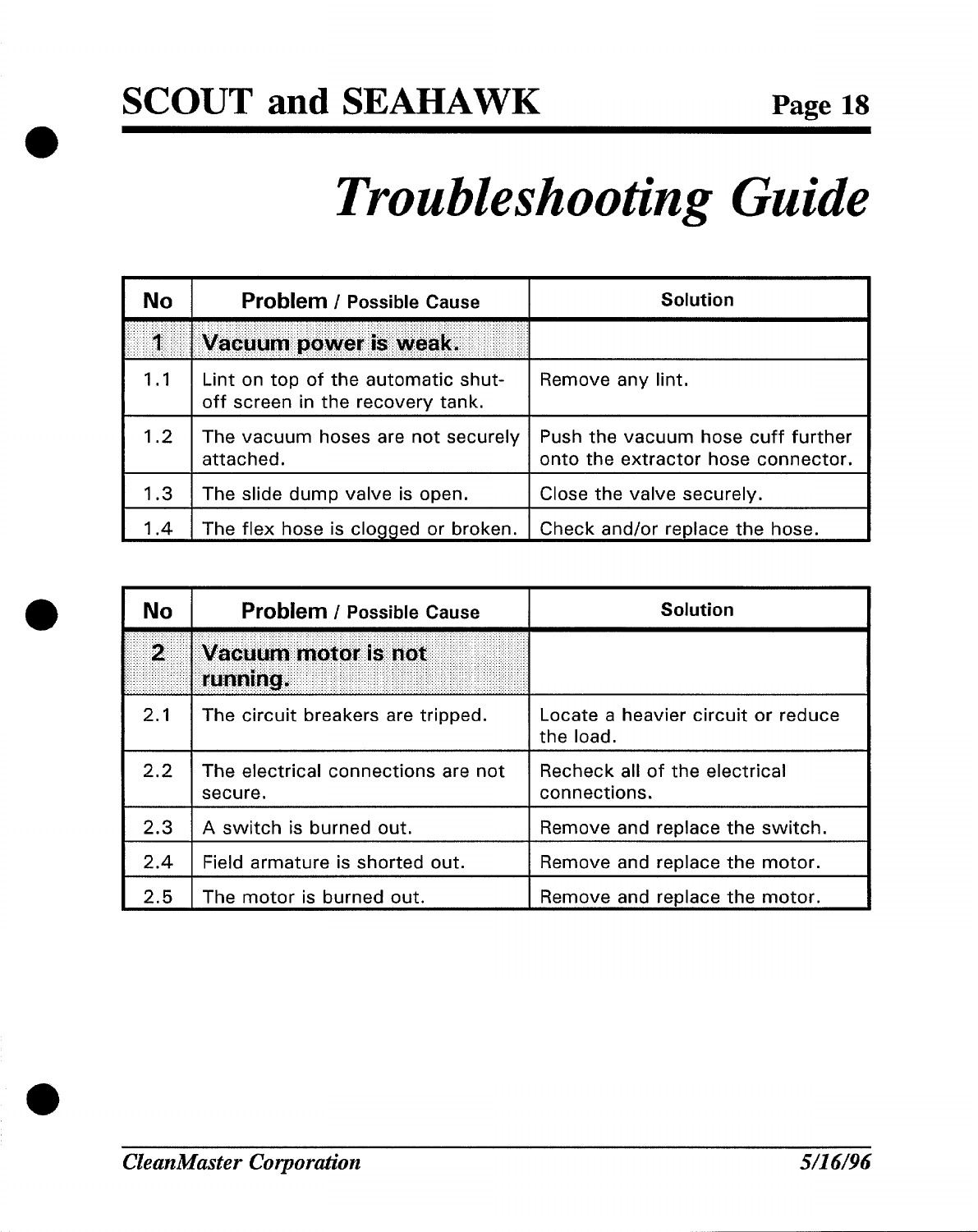# Troubleshooting Guide

| No | Problem / Possible Cause | Solution |
|---|---|---|
| **1** | **Vacuum power is weak.** | |
| 1.1 | Lint on top of the automatic shut-off screen in the recovery tank. | Remove any lint. |
| 1.2 | The vacuum hoses are not securely attached. | Push the vacuum hose cuff further onto the extractor hose connector. |
| 1.3 | The slide dump valve is open. | Close the valve securely. |
| 1.4 | The flex hose is clogged or broken. | Check and/or replace the hose. |

| No | Problem / Possible Cause | Solution |
|---|---|---|
| **2** | **Vacuum motor is not running.** | |
| 2.1 | The circuit breakers are tripped. | Locate a heavier circuit or reduce the load. |
| 2.2 | The electrical connections are not secure. | Recheck all of the electrical connections. |
| 2.3 | A switch is burned out. | Remove and replace the switch. |
| 2.4 | Field armature is shorted out. | Remove and replace the motor. |
| 2.5 | The motor is burned out. | Remove and replace the motor. |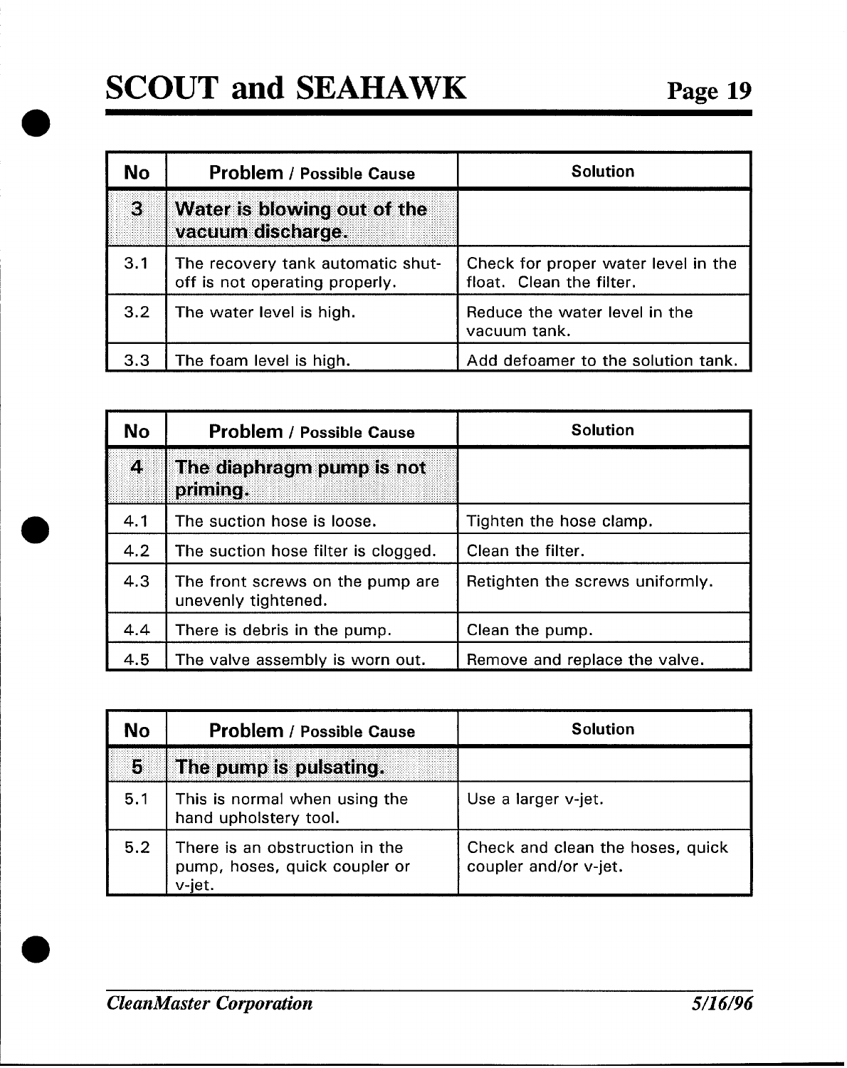| No | Problem / Possible Cause | Solution |
| --- | --- | --- |
| **3** | **Water is blowing out of the vacuum discharge.** | |
| 3.1 | The recovery tank automatic shut-off is not operating properly. | Check for proper water level in the float. Clean the filter. |
| 3.2 | The water level is high. | Reduce the water level in the vacuum tank. |
| 3.3 | The foam level is high. | Add defoamer to the solution tank. |

| No | Problem / Possible Cause | Solution |
| --- | --- | --- |
| **4** | **The diaphragm pump is not priming.** | |
| 4.1 | The suction hose is loose. | Tighten the hose clamp. |
| 4.2 | The suction hose filter is clogged. | Clean the filter. |
| 4.3 | The front screws on the pump are unevenly tightened. | Retighten the screws uniformly. |
| 4.4 | There is debris in the pump. | Clean the pump. |
| 4.5 | The valve assembly is worn out. | Remove and replace the valve. |

| No | Problem / Possible Cause | Solution |
| --- | --- | --- |
| **5** | **The pump is pulsating.** | |
| 5.1 | This is normal when using the hand upholstery tool. | Use a larger v-jet. |
| 5.2 | There is an obstruction in the pump, hoses, quick coupler or v-jet. | Check and clean the hoses, quick coupler and/or v-jet. |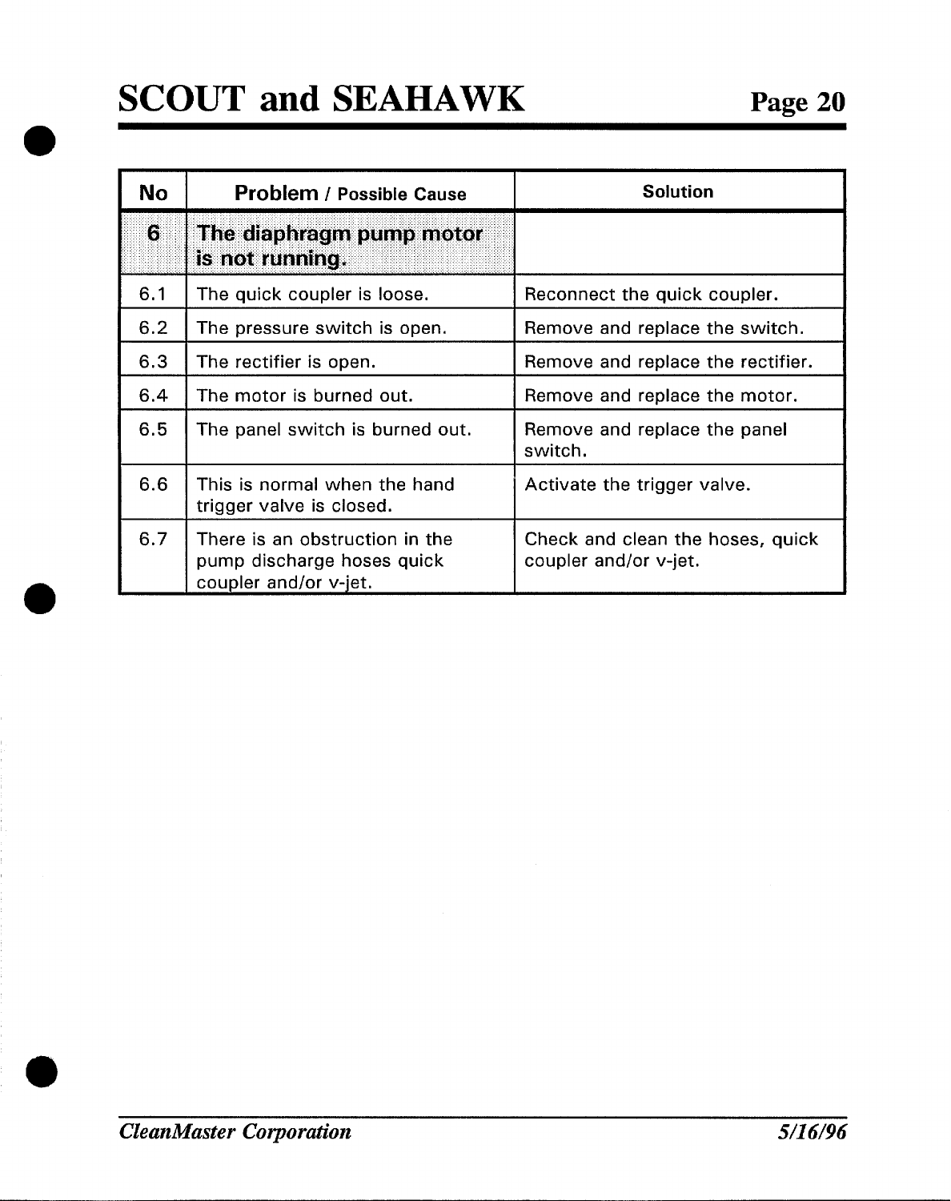| No | Problem / Possible Cause | Solution |
|---|---|---|
| **6** | **The diaphragm pump motor is not running.** | |
| 6.1 | The quick coupler is loose. | Reconnect the quick coupler. |
| 6.2 | The pressure switch is open. | Remove and replace the switch. |
| 6.3 | The rectifier is open. | Remove and replace the rectifier. |
| 6.4 | The motor is burned out. | Remove and replace the motor. |
| 6.5 | The panel switch is burned out. | Remove and replace the panel switch. |
| 6.6 | This is normal when the hand trigger valve is closed. | Activate the trigger valve. |
| 6.7 | There is an obstruction in the pump discharge hoses quick coupler and/or v-jet. | Check and clean the hoses, quick coupler and/or v-jet. |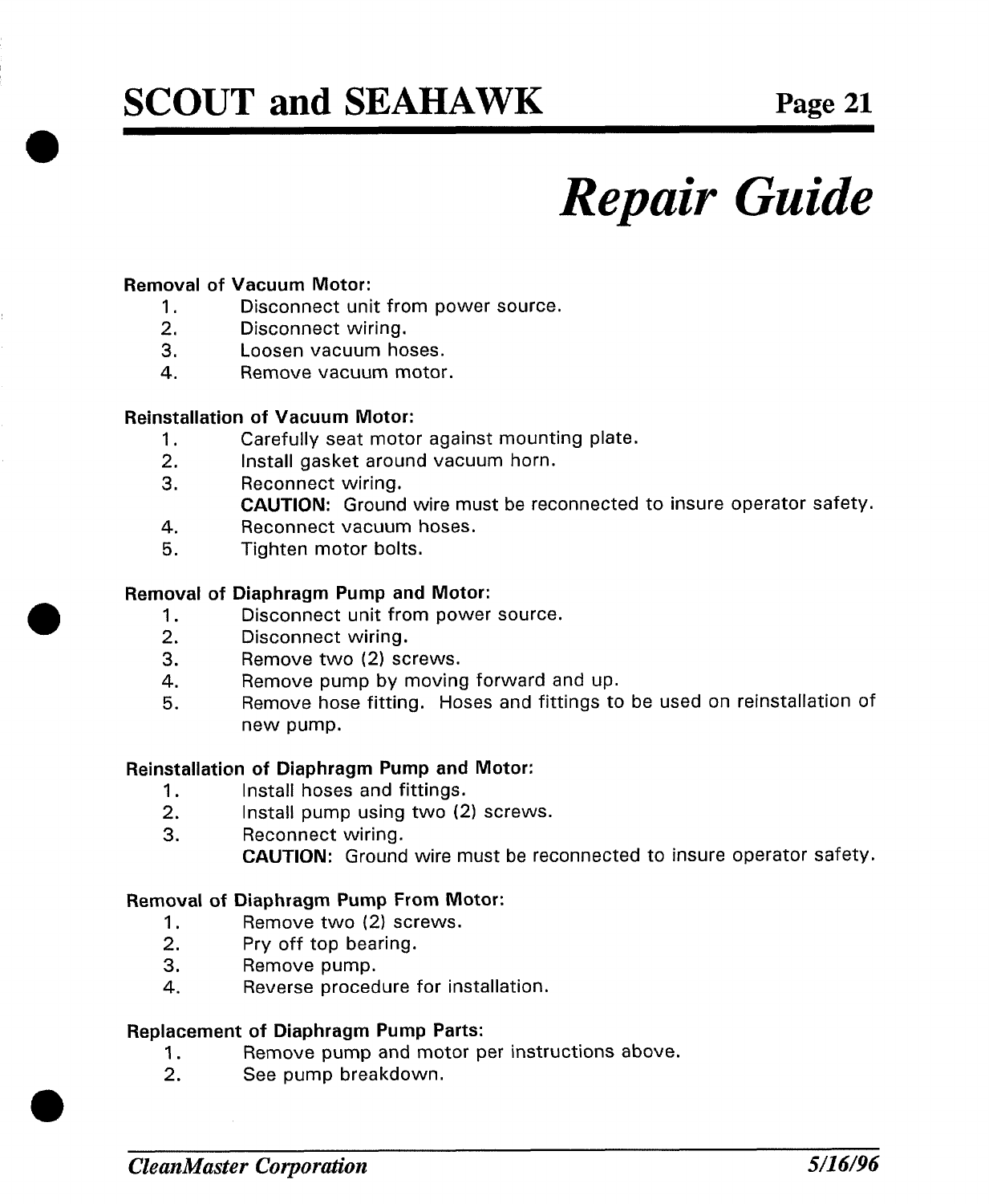# Repair Guide

**Removal of Vacuum Motor:**

1. Disconnect unit from power source.
2. Disconnect wiring.
3. Loosen vacuum hoses.
4. Remove vacuum motor.

**Reinstallation of Vacuum Motor:**

1. Carefully seat motor against mounting plate.
2. Install gasket around vacuum horn.
3. Reconnect wiring.
   **CAUTION:** Ground wire must be reconnected to insure operator safety.
4. Reconnect vacuum hoses.
5. Tighten motor bolts.

**Removal of Diaphragm Pump and Motor:**

1. Disconnect unit from power source.
2. Disconnect wiring.
3. Remove two (2) screws.
4. Remove pump by moving forward and up.
5. Remove hose fitting. Hoses and fittings to be used on reinstallation of new pump.

**Reinstallation of Diaphragm Pump and Motor:**

1. Install hoses and fittings.
2. Install pump using two (2) screws.
3. Reconnect wiring.
   **CAUTION:** Ground wire must be reconnected to insure operator safety.

**Removal of Diaphragm Pump From Motor:**

1. Remove two (2) screws.
2. Pry off top bearing.
3. Remove pump.
4. Reverse procedure for installation.

**Replacement of Diaphragm Pump Parts:**

1. Remove pump and motor per instructions above.
2. See pump breakdown.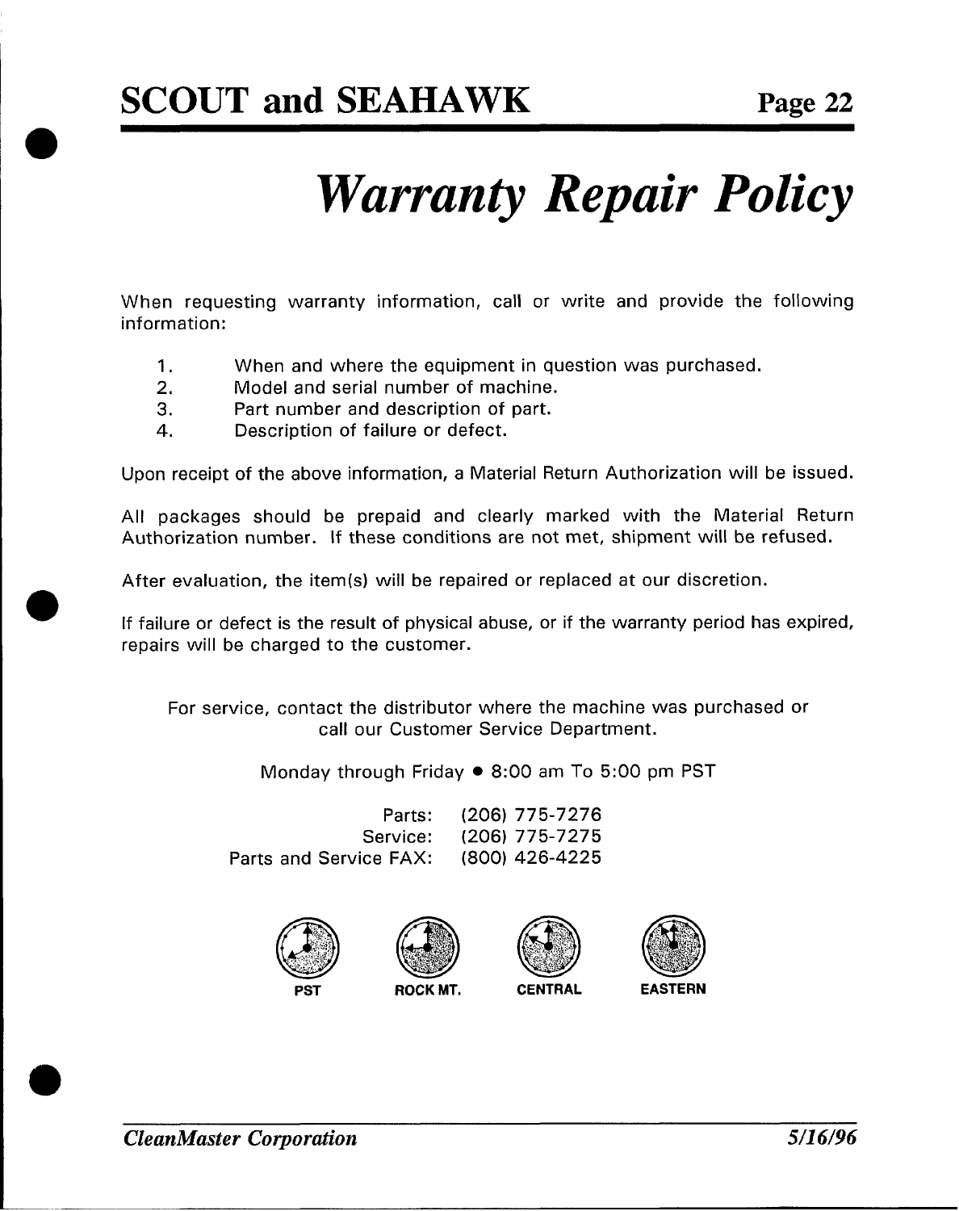# Warranty Repair Policy

When requesting warranty information, call or write and provide the following information:

1. When and where the equipment in question was purchased.
2. Model and serial number of machine.
3. Part number and description of part.
4. Description of failure or defect.

Upon receipt of the above information, a Material Return Authorization will be issued.

All packages should be prepaid and clearly marked with the Material Return Authorization number. If these conditions are not met, shipment will be refused.

After evaluation, the item(s) will be repaired or replaced at our discretion.

If failure or defect is the result of physical abuse, or if the warranty period has expired, repairs will be charged to the customer.

For service, contact the distributor where the machine was purchased or call our Customer Service Department.

Monday through Friday • 8:00 am To 5:00 pm PST

| | |
|---|---|
| Parts: | (206) 775-7276 |
| Service: | (206) 775-7275 |
| Parts and Service FAX: | (800) 426-4225 |

PST ROCK MT. CENTRAL EASTERN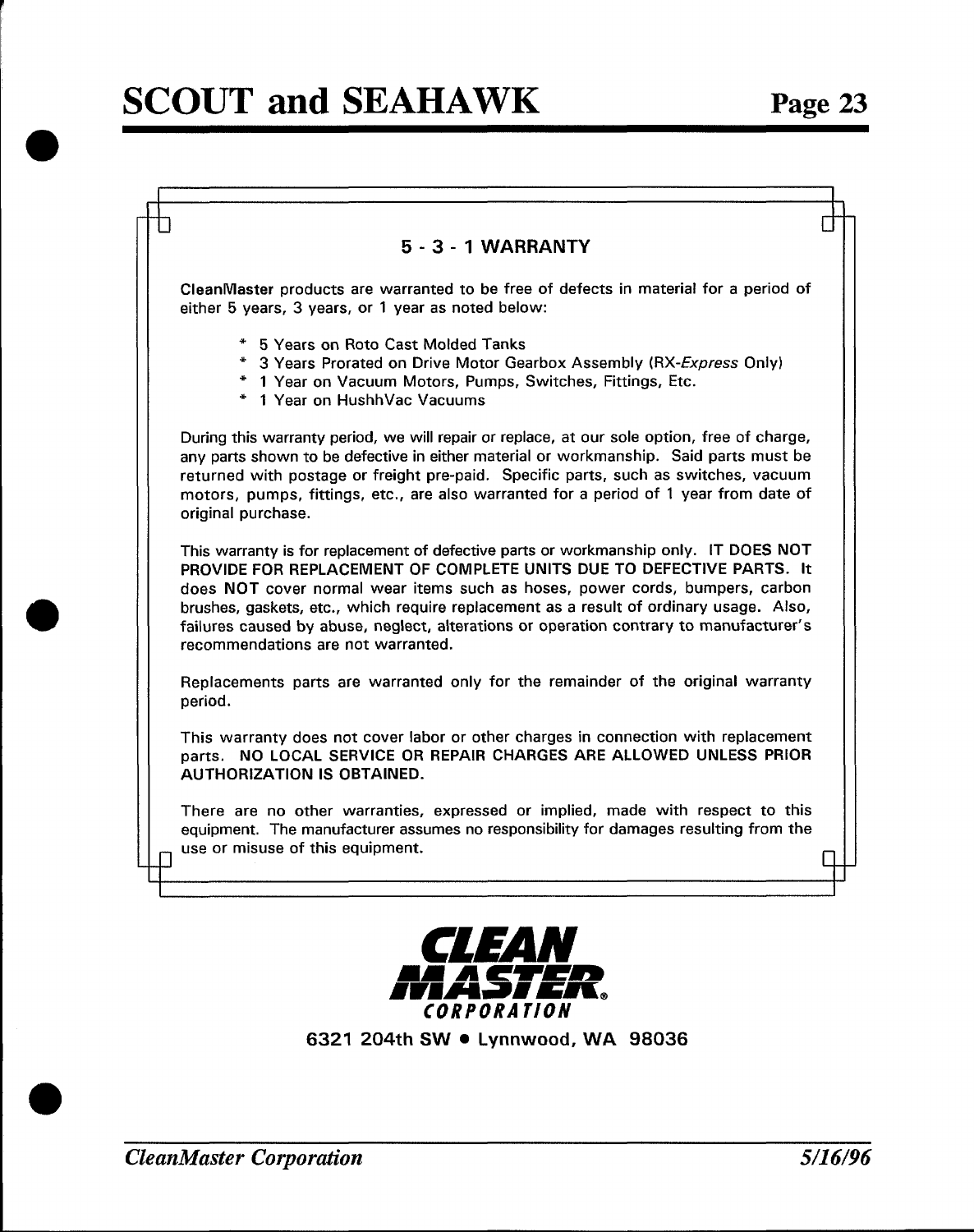## 5 - 3 - 1 WARRANTY

**CleanMaster** products are warranted to be free of defects in material for a period of either 5 years, 3 years, or 1 year as noted below:

* 5 Years on Roto Cast Molded Tanks
* 3 Years Prorated on Drive Motor Gearbox Assembly (RX-*Express* Only)
* 1 Year on Vacuum Motors, Pumps, Switches, Fittings, Etc.
* 1 Year on HushhVac Vacuums

During this warranty period, we will repair or replace, at our sole option, free of charge, any parts shown to be defective in either material or workmanship. Said parts must be returned with postage or freight pre-paid. Specific parts, such as switches, vacuum motors, pumps, fittings, etc., are also warranted for a period of 1 year from date of original purchase.

This warranty is for replacement of defective parts or workmanship only. **IT DOES NOT PROVIDE FOR REPLACEMENT OF COMPLETE UNITS DUE TO DEFECTIVE PARTS.** It does **NOT** cover normal wear items such as hoses, power cords, bumpers, carbon brushes, gaskets, etc., which require replacement as a result of ordinary usage. Also, failures caused by abuse, neglect, alterations or operation contrary to manufacturer's recommendations are not warranted.

Replacements parts are warranted only for the remainder of the original warranty period.

This warranty does not cover labor or other charges in connection with replacement parts. **NO LOCAL SERVICE OR REPAIR CHARGES ARE ALLOWED UNLESS PRIOR AUTHORIZATION IS OBTAINED.**

There are no other warranties, expressed or implied, made with respect to this equipment. The manufacturer assumes no responsibility for damages resulting from the use or misuse of this equipment.

**CLEAN MASTER® CORPORATION**

6321 204th SW • Lynnwood, WA 98036